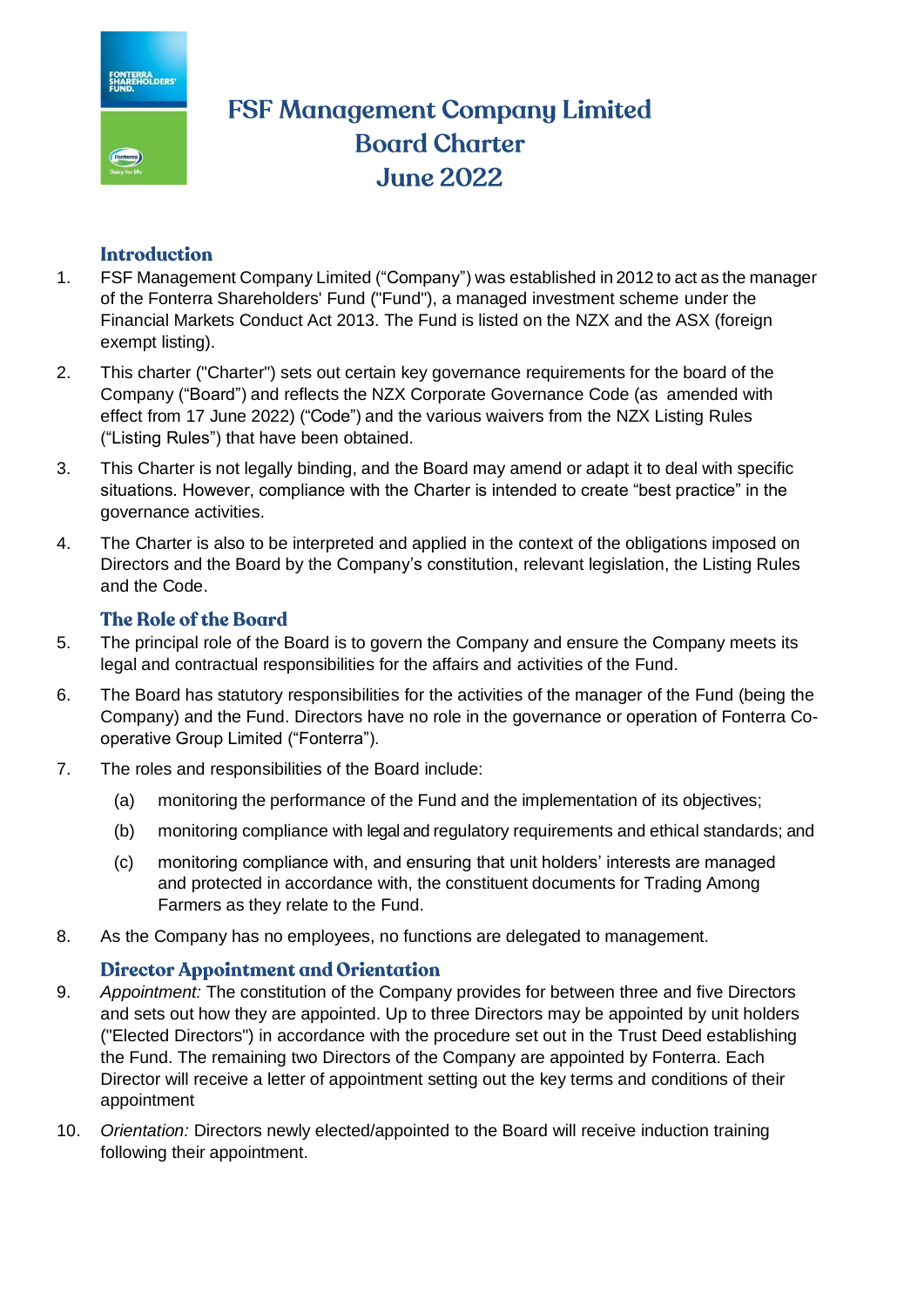# FSF Management Company Limited Board Charter June 2022

## Introduction

1. FSF Management Company Limited ("Company") was established in 2012 to act as the manager of the Fonterra Shareholders' Fund ("Fund"), a managed investment scheme under the Financial Markets Conduct Act 2013. The Fund is listed on the NZX and the ASX (foreign exempt listing).

2. This charter ("Charter") sets out certain key governance requirements for the board of the Company ("Board") and reflects the NZX Corporate Governance Code (as amended with effect from 17 June 2022) ("Code") and the various waivers from the NZX Listing Rules ("Listing Rules") that have been obtained.

3. This Charter is not legally binding, and the Board may amend or adapt it to deal with specific situations. However, compliance with the Charter is intended to create "best practice" in the governance activities.

4. The Charter is also to be interpreted and applied in the context of the obligations imposed on Directors and the Board by the Company's constitution, relevant legislation, the Listing Rules and the Code.

## The Role of the Board

5. The principal role of the Board is to govern the Company and ensure the Company meets its legal and contractual responsibilities for the affairs and activities of the Fund.

6. The Board has statutory responsibilities for the activities of the manager of the Fund (being the Company) and the Fund. Directors have no role in the governance or operation of Fonterra Co-operative Group Limited ("Fonterra").

7. The roles and responsibilities of the Board include:

   (a) monitoring the performance of the Fund and the implementation of its objectives;

   (b) monitoring compliance with legal and regulatory requirements and ethical standards; and

   (c) monitoring compliance with, and ensuring that unit holders' interests are managed and protected in accordance with, the constituent documents for Trading Among Farmers as they relate to the Fund.

8. As the Company has no employees, no functions are delegated to management.

## Director Appointment and Orientation

9. *Appointment:* The constitution of the Company provides for between three and five Directors and sets out how they are appointed. Up to three Directors may be appointed by unit holders ("Elected Directors") in accordance with the procedure set out in the Trust Deed establishing the Fund. The remaining two Directors of the Company are appointed by Fonterra. Each Director will receive a letter of appointment setting out the key terms and conditions of their appointment

10. *Orientation:* Directors newly elected/appointed to the Board will receive induction training following their appointment.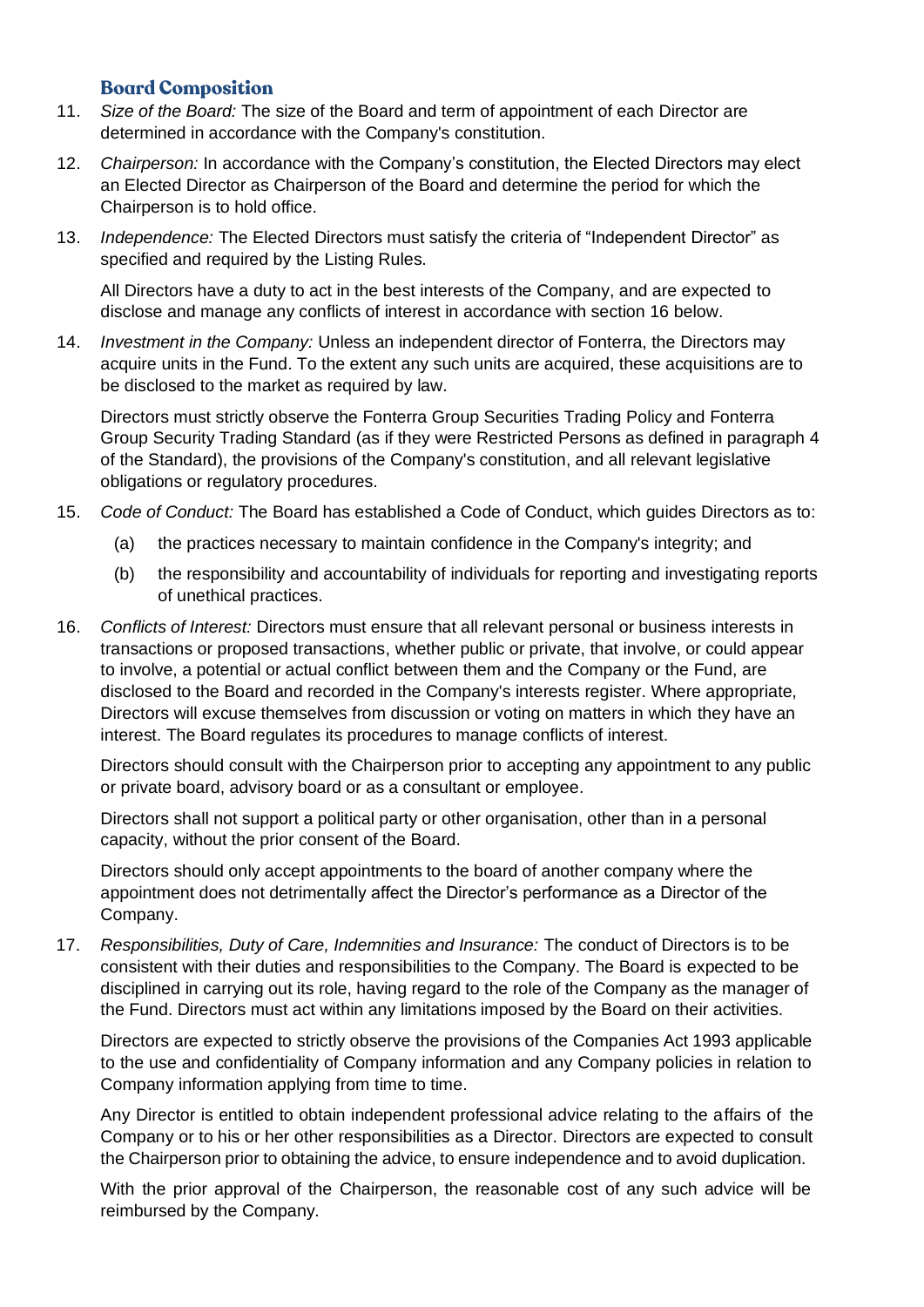## Board Composition

11. *Size of the Board:* The size of the Board and term of appointment of each Director are determined in accordance with the Company's constitution.

12. *Chairperson:* In accordance with the Company's constitution, the Elected Directors may elect an Elected Director as Chairperson of the Board and determine the period for which the Chairperson is to hold office.

13. *Independence:* The Elected Directors must satisfy the criteria of "Independent Director" as specified and required by the Listing Rules.

    All Directors have a duty to act in the best interests of the Company, and are expected to disclose and manage any conflicts of interest in accordance with section 16 below.

14. *Investment in the Company:* Unless an independent director of Fonterra, the Directors may acquire units in the Fund. To the extent any such units are acquired, these acquisitions are to be disclosed to the market as required by law.

    Directors must strictly observe the Fonterra Group Securities Trading Policy and Fonterra Group Security Trading Standard (as if they were Restricted Persons as defined in paragraph 4 of the Standard), the provisions of the Company's constitution, and all relevant legislative obligations or regulatory procedures.

15. *Code of Conduct:* The Board has established a Code of Conduct, which guides Directors as to:

    (a) the practices necessary to maintain confidence in the Company's integrity; and

    (b) the responsibility and accountability of individuals for reporting and investigating reports of unethical practices.

16. *Conflicts of Interest:* Directors must ensure that all relevant personal or business interests in transactions or proposed transactions, whether public or private, that involve, or could appear to involve, a potential or actual conflict between them and the Company or the Fund, are disclosed to the Board and recorded in the Company's interests register. Where appropriate, Directors will excuse themselves from discussion or voting on matters in which they have an interest. The Board regulates its procedures to manage conflicts of interest.

    Directors should consult with the Chairperson prior to accepting any appointment to any public or private board, advisory board or as a consultant or employee.

    Directors shall not support a political party or other organisation, other than in a personal capacity, without the prior consent of the Board.

    Directors should only accept appointments to the board of another company where the appointment does not detrimentally affect the Director's performance as a Director of the Company.

17. *Responsibilities, Duty of Care, Indemnities and Insurance:* The conduct of Directors is to be consistent with their duties and responsibilities to the Company. The Board is expected to be disciplined in carrying out its role, having regard to the role of the Company as the manager of the Fund. Directors must act within any limitations imposed by the Board on their activities.

    Directors are expected to strictly observe the provisions of the Companies Act 1993 applicable to the use and confidentiality of Company information and any Company policies in relation to Company information applying from time to time.

    Any Director is entitled to obtain independent professional advice relating to the affairs of the Company or to his or her other responsibilities as a Director. Directors are expected to consult the Chairperson prior to obtaining the advice, to ensure independence and to avoid duplication.

    With the prior approval of the Chairperson, the reasonable cost of any such advice will be reimbursed by the Company.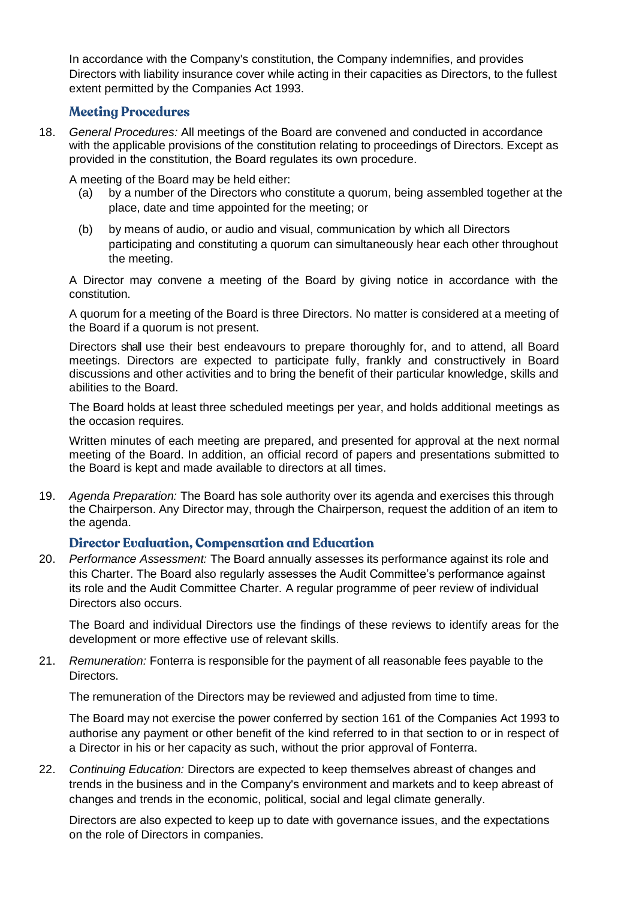In accordance with the Company's constitution, the Company indemnifies, and provides Directors with liability insurance cover while acting in their capacities as Directors, to the fullest extent permitted by the Companies Act 1993.

## Meeting Procedures

18. *General Procedures:* All meetings of the Board are convened and conducted in accordance with the applicable provisions of the constitution relating to proceedings of Directors. Except as provided in the constitution, the Board regulates its own procedure.

    A meeting of the Board may be held either:

    (a) by a number of the Directors who constitute a quorum, being assembled together at the place, date and time appointed for the meeting; or

    (b) by means of audio, or audio and visual, communication by which all Directors participating and constituting a quorum can simultaneously hear each other throughout the meeting.

    A Director may convene a meeting of the Board by giving notice in accordance with the constitution.

    A quorum for a meeting of the Board is three Directors. No matter is considered at a meeting of the Board if a quorum is not present.

    Directors shall use their best endeavours to prepare thoroughly for, and to attend, all Board meetings. Directors are expected to participate fully, frankly and constructively in Board discussions and other activities and to bring the benefit of their particular knowledge, skills and abilities to the Board.

    The Board holds at least three scheduled meetings per year, and holds additional meetings as the occasion requires.

    Written minutes of each meeting are prepared, and presented for approval at the next normal meeting of the Board. In addition, an official record of papers and presentations submitted to the Board is kept and made available to directors at all times.

19. *Agenda Preparation:* The Board has sole authority over its agenda and exercises this through the Chairperson. Any Director may, through the Chairperson, request the addition of an item to the agenda.

## Director Evaluation, Compensation and Education

20. *Performance Assessment:* The Board annually assesses its performance against its role and this Charter. The Board also regularly assesses the Audit Committee's performance against its role and the Audit Committee Charter. A regular programme of peer review of individual Directors also occurs.

    The Board and individual Directors use the findings of these reviews to identify areas for the development or more effective use of relevant skills.

21. *Remuneration:* Fonterra is responsible for the payment of all reasonable fees payable to the Directors.

    The remuneration of the Directors may be reviewed and adjusted from time to time.

    The Board may not exercise the power conferred by section 161 of the Companies Act 1993 to authorise any payment or other benefit of the kind referred to in that section to or in respect of a Director in his or her capacity as such, without the prior approval of Fonterra.

22. *Continuing Education:* Directors are expected to keep themselves abreast of changes and trends in the business and in the Company's environment and markets and to keep abreast of changes and trends in the economic, political, social and legal climate generally.

    Directors are also expected to keep up to date with governance issues, and the expectations on the role of Directors in companies.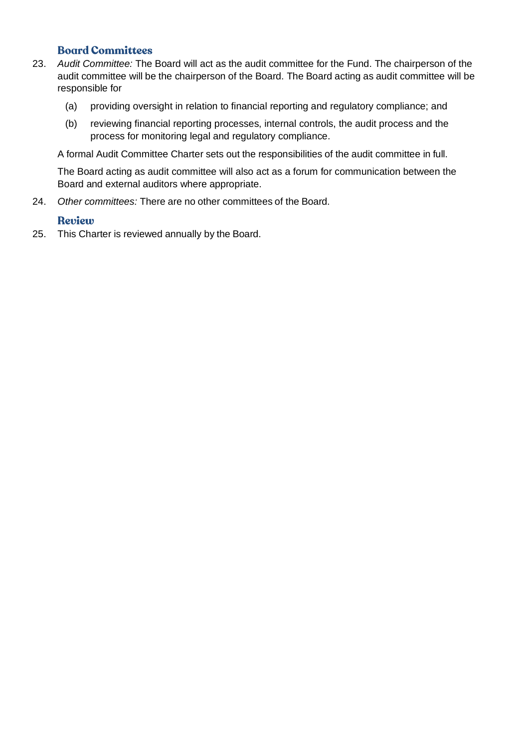## Board Committees

23. *Audit Committee:* The Board will act as the audit committee for the Fund. The chairperson of the audit committee will be the chairperson of the Board. The Board acting as audit committee will be responsible for

    (a) providing oversight in relation to financial reporting and regulatory compliance; and

    (b) reviewing financial reporting processes, internal controls, the audit process and the process for monitoring legal and regulatory compliance.

    A formal Audit Committee Charter sets out the responsibilities of the audit committee in full.

    The Board acting as audit committee will also act as a forum for communication between the Board and external auditors where appropriate.

24. *Other committees:* There are no other committees of the Board.

## Review

25. This Charter is reviewed annually by the Board.